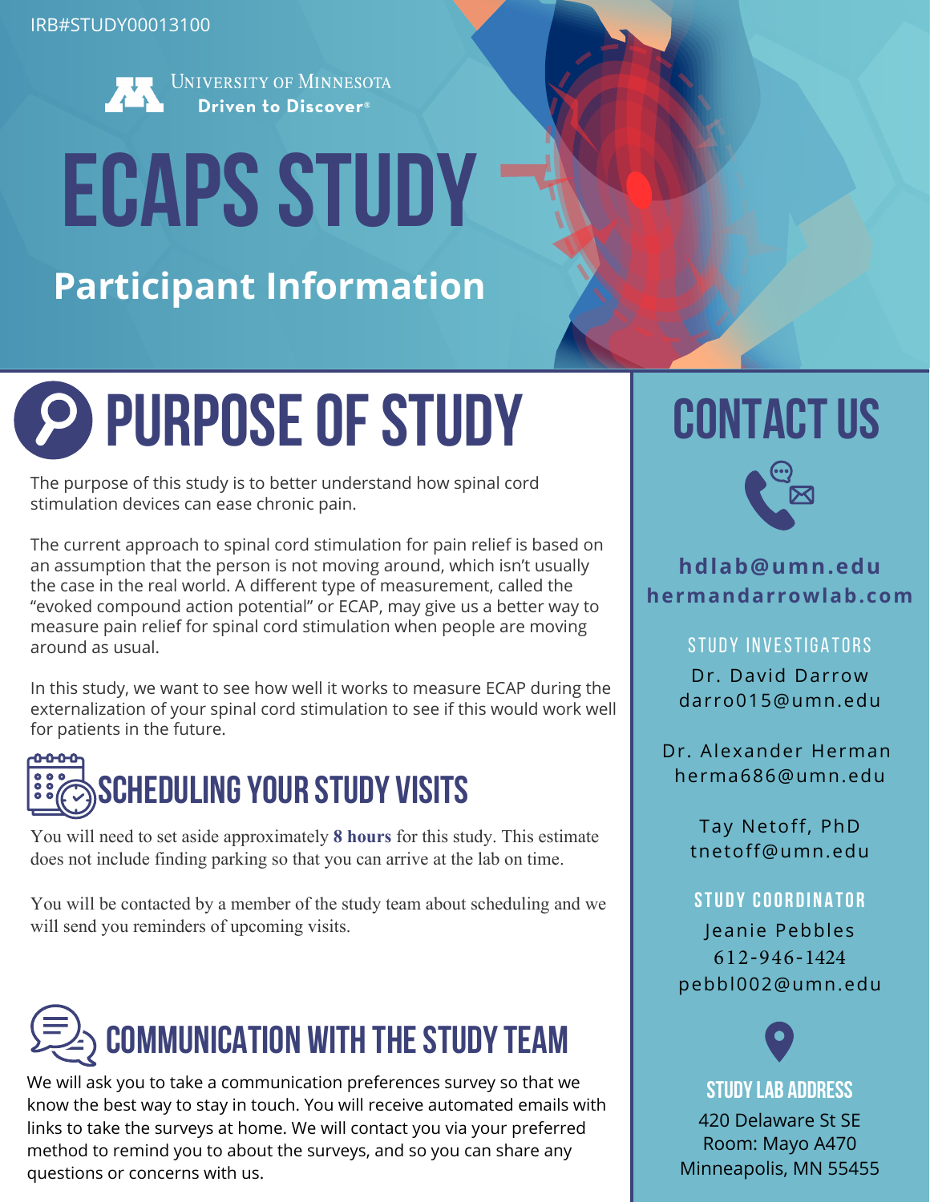IRB#STUDY00013100

University of Minnesota
**Driven to Discover®**

# ECAPS STUDY

## Participant Information

## PURPOSE OF STUDY

The purpose of this study is to better understand how spinal cord stimulation devices can ease chronic pain.

The current approach to spinal cord stimulation for pain relief is based on an assumption that the person is not moving around, which isn't usually the case in the real world. A different type of measurement, called the "evoked compound action potential" or ECAP, may give us a better way to measure pain relief for spinal cord stimulation when people are moving around as usual.

In this study, we want to see how well it works to measure ECAP during the externalization of your spinal cord stimulation to see if this would work well for patients in the future.

## SCHEDULING YOUR STUDY VISITS

You will need to set aside approximately **8 hours** for this study. This estimate does not include finding parking so that you can arrive at the lab on time.

You will be contacted by a member of the study team about scheduling and we will send you reminders of upcoming visits.

## COMMUNICATION WITH THE STUDY TEAM

We will ask you to take a communication preferences survey so that we know the best way to stay in touch. You will receive automated emails with links to take the surveys at home. We will contact you via your preferred method to remind you to about the surveys, and so you can share any questions or concerns with us.

## CONTACT US

**hdlab@umn.edu**
**hermandarrowlab.com**

### STUDY INVESTIGATORS

Dr. David Darrow
darro015@umn.edu

Dr. Alexander Herman
herma686@umn.edu

Tay Netoff, PhD
tnetoff@umn.edu

### STUDY COORDINATOR

Jeanie Pebbles
612-946-1424
pebbl002@umn.edu

### STUDY LAB ADDRESS

420 Delaware St SE
Room: Mayo A470
Minneapolis, MN 55455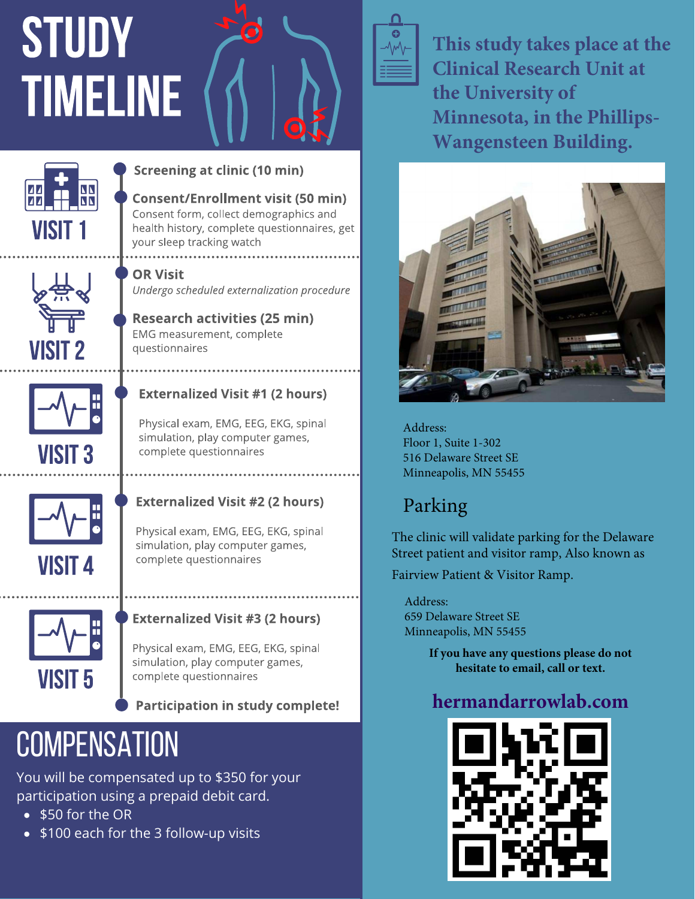# STUDY TIMELINE

## VISIT 1

**Screening at clinic (10 min)**

**Consent/Enrollment visit (50 min)**
Consent form, collect demographics and health history, complete questionnaires, get your sleep tracking watch

## VISIT 2

**OR Visit**
*Undergo scheduled externalization procedure*

**Research activities (25 min)**
EMG measurement, complete questionnaires

## VISIT 3

**Externalized Visit #1 (2 hours)**

Physical exam, EMG, EEG, EKG, spinal simulation, play computer games, complete questionnaires

## VISIT 4

**Externalized Visit #2 (2 hours)**

Physical exam, EMG, EEG, EKG, spinal simulation, play computer games, complete questionnaires

## VISIT 5

**Externalized Visit #3 (2 hours)**

Physical exam, EMG, EEG, EKG, spinal simulation, play computer games, complete questionnaires

**Participation in study complete!**

# COMPENSATION

You will be compensated up to $350 for your participation using a prepaid debit card.

- $50 for the OR
- $100 each for the 3 follow-up visits

**This study takes place at the Clinical Research Unit at the University of Minnesota, in the Phillips-Wangensteen Building.**

Address:
Floor 1, Suite 1-302
516 Delaware Street SE
Minneapolis, MN 55455

## Parking

The clinic will validate parking for the Delaware Street patient and visitor ramp, Also known as Fairview Patient & Visitor Ramp.

Address:
659 Delaware Street SE
Minneapolis, MN 55455

**If you have any questions please do not hesitate to email, call or text.**

**hermandarrowlab.com**